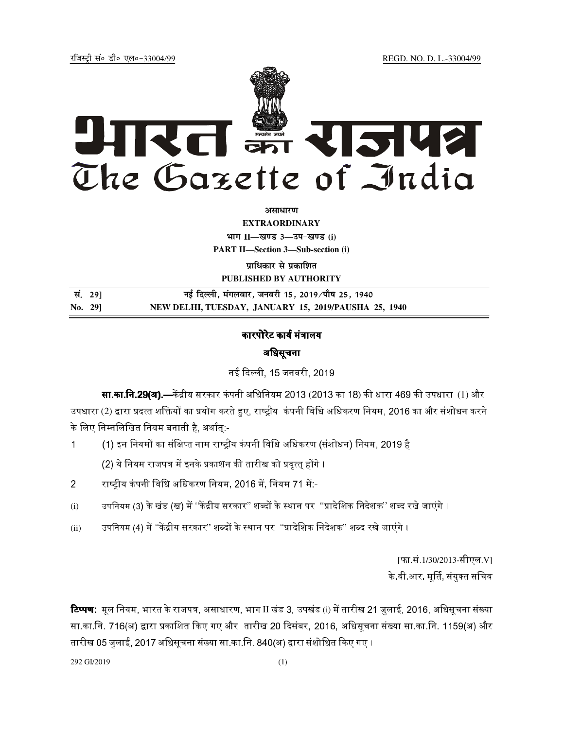रजिस्ट्री सं० डी० एल०-33004/99 REGD. NO. D. L.-33004/99

# भारत का राजपत्र
# The Gazette of India

**असाधारण**
**EXTRAORDINARY**
**भाग II—खण्ड 3—उप-खण्ड (i)**
**PART II—Section 3—Sub-section (i)**
**प्राधिकार से प्रकाशित**
**PUBLISHED BY AUTHORITY**

| सं. 29] | नई दिल्ली, मंगलवार, जनवरी 15, 2019/पौष 25, 1940 |
|---|---|
| No. 29] | NEW DELHI, TUESDAY, JANUARY 15, 2019/PAUSHA 25, 1940 |

## कारपोरेट कार्य मंत्रालय

### अधिसूचना

नई दिल्ली, 15 जनवरी, 2019

**सा.का.नि.29(अ).—**केंद्रीय सरकार कंपनी अधिनियम 2013 (2013 का 18) की धारा 469 की उपधारा (1) और उपधारा (2) द्वारा प्रदत्त शक्तियों का प्रयोग करते हुए, राष्ट्रीय कंपनी विधि अधिकरण नियम, 2016 का और संशोधन करने के लिए निम्नलिखित नियम बनाती है, अर्थात्:-

1 (1) इन नियमों का संक्षिप्त नाम राष्ट्रीय कंपनी विधि अधिकरण (संशोधन) नियम, 2019 है ।

(2) ये नियम राजपत्र में इनके प्रकाशन की तारीख को प्रवृत् होंगे ।

2 राष्ट्रीय कंपनी विधि अधिकरण नियम, 2016 में, नियम 71 में:-

(i) उपनियम (3) के खंड (ख) में "केंद्रीय सरकार" शब्दों के स्थान पर "प्रादेशिक निदेशक" शब्द रखे जाएंगे ।

(ii) उपनियम (4) में "केंद्रीय सरकार" शब्दों के स्थान पर "प्रादेशिक निदेशक" शब्द रखे जाएंगे ।

[फा.सं.1/30/2013-सीएल.V]

के.वी.आर. मूर्ति, संयुक्त सचिव

**टिप्पण:** मूल नियम, भारत के राजपत्र, असाधारण, भाग II खंड 3, उपखंड (i) में तारीख 21 जुलाई, 2016, अधिसूचना संख्या सा.का.नि. 716(अ) द्वारा प्रकाशित किए गए और तारीख 20 दिसंबर, 2016, अधिसूचना संख्या सा.का.नि. 1159(अ) और तारीख 05 जुलाई, 2017 अधिसूचना संख्या सा.का.नि. 840(अ) द्वारा संशोधित किए गए ।

292 GI/2019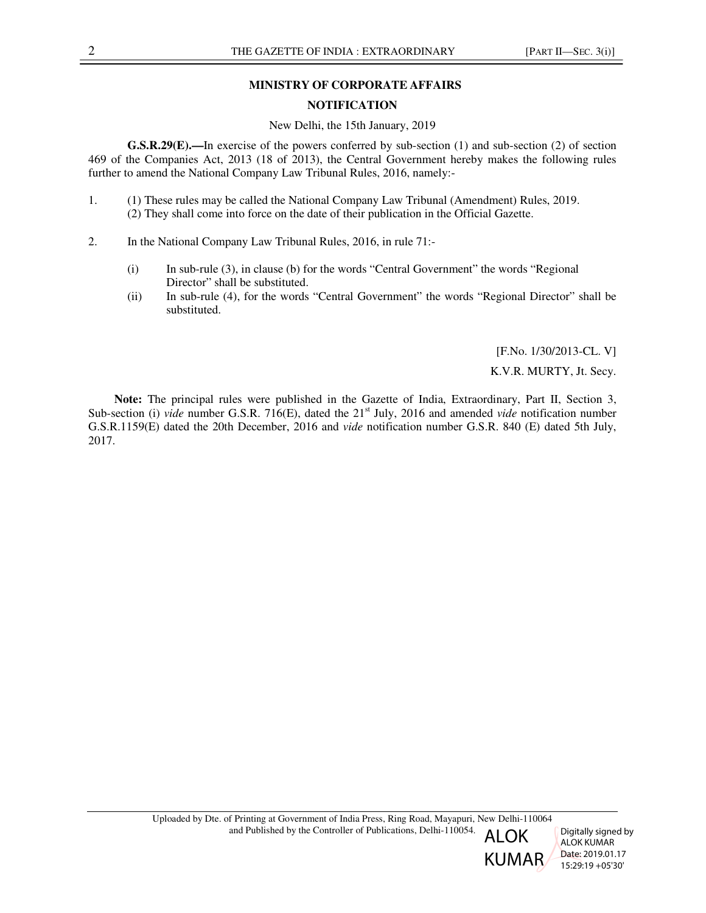**MINISTRY OF CORPORATE AFFAIRS**

**NOTIFICATION**

New Delhi, the 15th January, 2019

**G.S.R.29(E).—**In exercise of the powers conferred by sub-section (1) and sub-section (2) of section 469 of the Companies Act, 2013 (18 of 2013), the Central Government hereby makes the following rules further to amend the National Company Law Tribunal Rules, 2016, namely:-

1. (1) These rules may be called the National Company Law Tribunal (Amendment) Rules, 2019.
   (2) They shall come into force on the date of their publication in the Official Gazette.

2. In the National Company Law Tribunal Rules, 2016, in rule 71:-

   (i) In sub-rule (3), in clause (b) for the words "Central Government" the words "Regional Director" shall be substituted.

   (ii) In sub-rule (4), for the words "Central Government" the words "Regional Director" shall be substituted.

[F.No. 1/30/2013-CL. V]

K.V.R. MURTY, Jt. Secy.

**Note:** The principal rules were published in the Gazette of India, Extraordinary, Part II, Section 3, Sub-section (i) *vide* number G.S.R. 716(E), dated the 21st July, 2016 and amended *vide* notification number G.S.R.1159(E) dated the 20th December, 2016 and *vide* notification number G.S.R. 840 (E) dated 5th July, 2017.

Uploaded by Dte. of Printing at Government of India Press, Ring Road, Mayapuri, New Delhi-110064 and Published by the Controller of Publications, Delhi-110054.

ALOK KUMAR

Digitally signed by ALOK KUMAR
Date: 2019.01.17 15:29:19 +05'30'